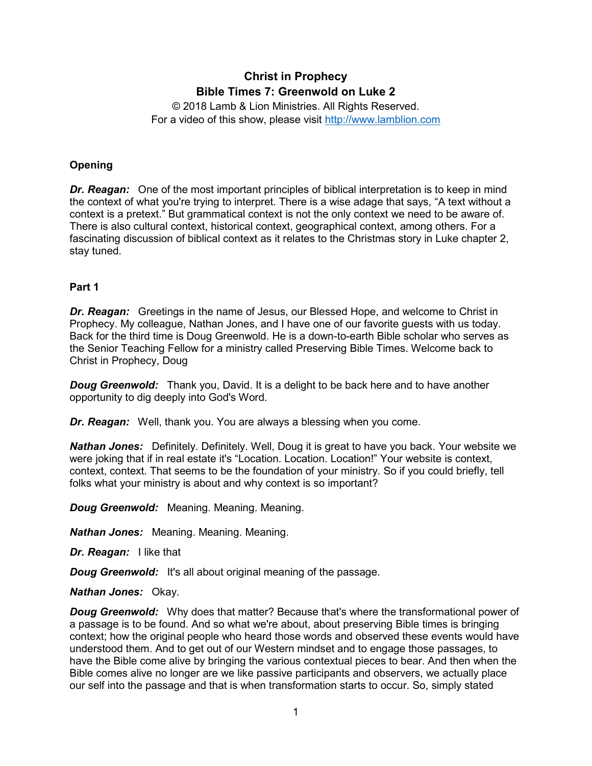# Christ in Prophecy
## Bible Times 7: Greenwold on Luke 2

© 2018 Lamb & Lion Ministries. All Rights Reserved.
For a video of this show, please visit http://www.lamblion.com

### Opening

***Dr. Reagan:*** One of the most important principles of biblical interpretation is to keep in mind the context of what you're trying to interpret. There is a wise adage that says, "A text without a context is a pretext." But grammatical context is not the only context we need to be aware of. There is also cultural context, historical context, geographical context, among others. For a fascinating discussion of biblical context as it relates to the Christmas story in Luke chapter 2, stay tuned.

### Part 1

***Dr. Reagan:*** Greetings in the name of Jesus, our Blessed Hope, and welcome to Christ in Prophecy. My colleague, Nathan Jones, and I have one of our favorite guests with us today. Back for the third time is Doug Greenwold. He is a down-to-earth Bible scholar who serves as the Senior Teaching Fellow for a ministry called Preserving Bible Times. Welcome back to Christ in Prophecy, Doug

***Doug Greenwold:*** Thank you, David. It is a delight to be back here and to have another opportunity to dig deeply into God's Word.

***Dr. Reagan:*** Well, thank you. You are always a blessing when you come.

***Nathan Jones:*** Definitely. Definitely. Well, Doug it is great to have you back. Your website we were joking that if in real estate it's "Location. Location. Location!" Your website is context, context, context. That seems to be the foundation of your ministry. So if you could briefly, tell folks what your ministry is about and why context is so important?

***Doug Greenwold:*** Meaning. Meaning. Meaning.

***Nathan Jones:*** Meaning. Meaning. Meaning.

***Dr. Reagan:*** I like that

***Doug Greenwold:*** It's all about original meaning of the passage.

***Nathan Jones:*** Okay.

***Doug Greenwold:*** Why does that matter? Because that's where the transformational power of a passage is to be found. And so what we're about, about preserving Bible times is bringing context; how the original people who heard those words and observed these events would have understood them. And to get out of our Western mindset and to engage those passages, to have the Bible come alive by bringing the various contextual pieces to bear. And then when the Bible comes alive no longer are we like passive participants and observers, we actually place our self into the passage and that is when transformation starts to occur. So, simply stated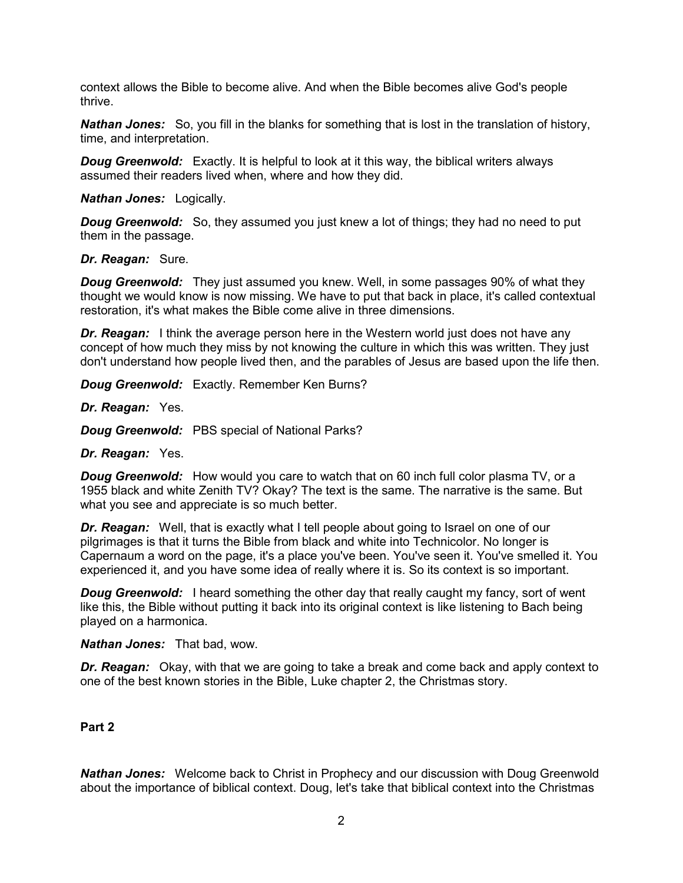context allows the Bible to become alive. And when the Bible becomes alive God's people thrive.

***Nathan Jones:*** So, you fill in the blanks for something that is lost in the translation of history, time, and interpretation.

***Doug Greenwold:*** Exactly. It is helpful to look at it this way, the biblical writers always assumed their readers lived when, where and how they did.

***Nathan Jones:*** Logically.

***Doug Greenwold:*** So, they assumed you just knew a lot of things; they had no need to put them in the passage.

***Dr. Reagan:*** Sure.

***Doug Greenwold:*** They just assumed you knew. Well, in some passages 90% of what they thought we would know is now missing. We have to put that back in place, it's called contextual restoration, it's what makes the Bible come alive in three dimensions.

***Dr. Reagan:*** I think the average person here in the Western world just does not have any concept of how much they miss by not knowing the culture in which this was written. They just don't understand how people lived then, and the parables of Jesus are based upon the life then.

***Doug Greenwold:*** Exactly. Remember Ken Burns?

***Dr. Reagan:*** Yes.

***Doug Greenwold:*** PBS special of National Parks?

***Dr. Reagan:*** Yes.

***Doug Greenwold:*** How would you care to watch that on 60 inch full color plasma TV, or a 1955 black and white Zenith TV? Okay? The text is the same. The narrative is the same. But what you see and appreciate is so much better.

***Dr. Reagan:*** Well, that is exactly what I tell people about going to Israel on one of our pilgrimages is that it turns the Bible from black and white into Technicolor. No longer is Capernaum a word on the page, it's a place you've been. You've seen it. You've smelled it. You experienced it, and you have some idea of really where it is. So its context is so important.

***Doug Greenwold:*** I heard something the other day that really caught my fancy, sort of went like this, the Bible without putting it back into its original context is like listening to Bach being played on a harmonica.

***Nathan Jones:*** That bad, wow.

***Dr. Reagan:*** Okay, with that we are going to take a break and come back and apply context to one of the best known stories in the Bible, Luke chapter 2, the Christmas story.

**Part 2**

***Nathan Jones:*** Welcome back to Christ in Prophecy and our discussion with Doug Greenwold about the importance of biblical context. Doug, let's take that biblical context into the Christmas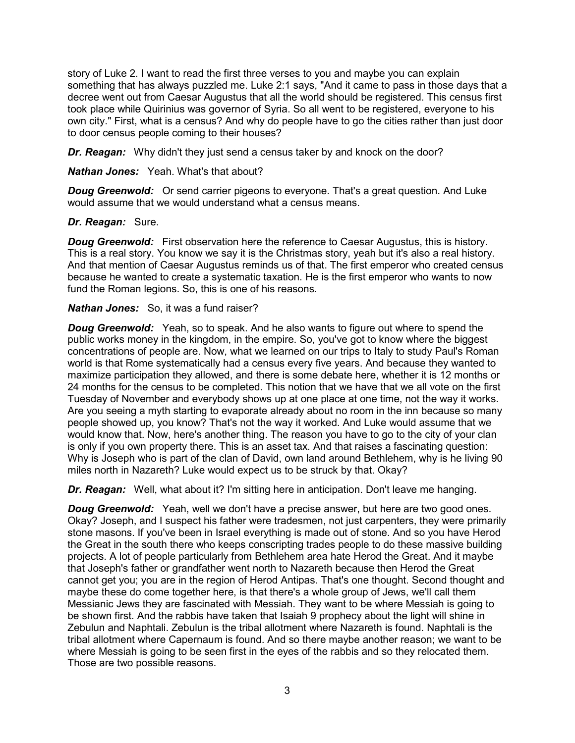story of Luke 2. I want to read the first three verses to you and maybe you can explain something that has always puzzled me. Luke 2:1 says, "And it came to pass in those days that a decree went out from Caesar Augustus that all the world should be registered. This census first took place while Quirinius was governor of Syria. So all went to be registered, everyone to his own city." First, what is a census? And why do people have to go the cities rather than just door to door census people coming to their houses?

***Dr. Reagan:*** Why didn't they just send a census taker by and knock on the door?

***Nathan Jones:*** Yeah. What's that about?

***Doug Greenwold:*** Or send carrier pigeons to everyone. That's a great question. And Luke would assume that we would understand what a census means.

***Dr. Reagan:*** Sure.

***Doug Greenwold:*** First observation here the reference to Caesar Augustus, this is history. This is a real story. You know we say it is the Christmas story, yeah but it's also a real history. And that mention of Caesar Augustus reminds us of that. The first emperor who created census because he wanted to create a systematic taxation. He is the first emperor who wants to now fund the Roman legions. So, this is one of his reasons.

***Nathan Jones:*** So, it was a fund raiser?

***Doug Greenwold:*** Yeah, so to speak. And he also wants to figure out where to spend the public works money in the kingdom, in the empire. So, you've got to know where the biggest concentrations of people are. Now, what we learned on our trips to Italy to study Paul's Roman world is that Rome systematically had a census every five years. And because they wanted to maximize participation they allowed, and there is some debate here, whether it is 12 months or 24 months for the census to be completed. This notion that we have that we all vote on the first Tuesday of November and everybody shows up at one place at one time, not the way it works. Are you seeing a myth starting to evaporate already about no room in the inn because so many people showed up, you know? That's not the way it worked. And Luke would assume that we would know that. Now, here's another thing. The reason you have to go to the city of your clan is only if you own property there. This is an asset tax. And that raises a fascinating question: Why is Joseph who is part of the clan of David, own land around Bethlehem, why is he living 90 miles north in Nazareth? Luke would expect us to be struck by that. Okay?

***Dr. Reagan:*** Well, what about it? I'm sitting here in anticipation. Don't leave me hanging.

***Doug Greenwold:*** Yeah, well we don't have a precise answer, but here are two good ones. Okay? Joseph, and I suspect his father were tradesmen, not just carpenters, they were primarily stone masons. If you've been in Israel everything is made out of stone. And so you have Herod the Great in the south there who keeps conscripting trades people to do these massive building projects. A lot of people particularly from Bethlehem area hate Herod the Great. And it maybe that Joseph's father or grandfather went north to Nazareth because then Herod the Great cannot get you; you are in the region of Herod Antipas. That's one thought. Second thought and maybe these do come together here, is that there's a whole group of Jews, we'll call them Messianic Jews they are fascinated with Messiah. They want to be where Messiah is going to be shown first. And the rabbis have taken that Isaiah 9 prophecy about the light will shine in Zebulun and Naphtali. Zebulun is the tribal allotment where Nazareth is found. Naphtali is the tribal allotment where Capernaum is found. And so there maybe another reason; we want to be where Messiah is going to be seen first in the eyes of the rabbis and so they relocated them. Those are two possible reasons.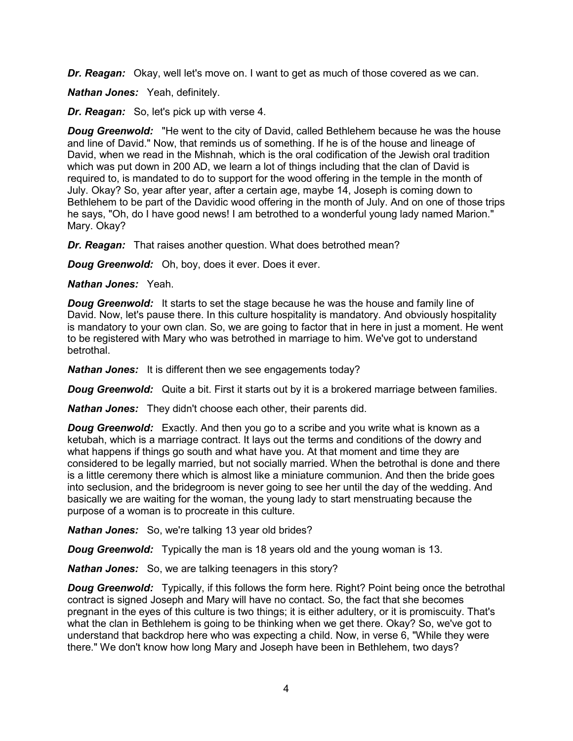***Dr. Reagan:*** Okay, well let's move on. I want to get as much of those covered as we can.

***Nathan Jones:*** Yeah, definitely.

***Dr. Reagan:*** So, let's pick up with verse 4.

***Doug Greenwold:*** "He went to the city of David, called Bethlehem because he was the house and line of David." Now, that reminds us of something. If he is of the house and lineage of David, when we read in the Mishnah, which is the oral codification of the Jewish oral tradition which was put down in 200 AD, we learn a lot of things including that the clan of David is required to, is mandated to do to support for the wood offering in the temple in the month of July. Okay? So, year after year, after a certain age, maybe 14, Joseph is coming down to Bethlehem to be part of the Davidic wood offering in the month of July. And on one of those trips he says, "Oh, do I have good news! I am betrothed to a wonderful young lady named Marion." Mary. Okay?

***Dr. Reagan:*** That raises another question. What does betrothed mean?

***Doug Greenwold:*** Oh, boy, does it ever. Does it ever.

***Nathan Jones:*** Yeah.

***Doug Greenwold:*** It starts to set the stage because he was the house and family line of David. Now, let's pause there. In this culture hospitality is mandatory. And obviously hospitality is mandatory to your own clan. So, we are going to factor that in here in just a moment. He went to be registered with Mary who was betrothed in marriage to him. We've got to understand betrothal.

***Nathan Jones:*** It is different then we see engagements today?

***Doug Greenwold:*** Quite a bit. First it starts out by it is a brokered marriage between families.

***Nathan Jones:*** They didn't choose each other, their parents did.

***Doug Greenwold:*** Exactly. And then you go to a scribe and you write what is known as a ketubah, which is a marriage contract. It lays out the terms and conditions of the dowry and what happens if things go south and what have you. At that moment and time they are considered to be legally married, but not socially married. When the betrothal is done and there is a little ceremony there which is almost like a miniature communion. And then the bride goes into seclusion, and the bridegroom is never going to see her until the day of the wedding. And basically we are waiting for the woman, the young lady to start menstruating because the purpose of a woman is to procreate in this culture.

***Nathan Jones:*** So, we're talking 13 year old brides?

***Doug Greenwold:*** Typically the man is 18 years old and the young woman is 13.

***Nathan Jones:*** So, we are talking teenagers in this story?

***Doug Greenwold:*** Typically, if this follows the form here. Right? Point being once the betrothal contract is signed Joseph and Mary will have no contact. So, the fact that she becomes pregnant in the eyes of this culture is two things; it is either adultery, or it is promiscuity. That's what the clan in Bethlehem is going to be thinking when we get there. Okay? So, we've got to understand that backdrop here who was expecting a child. Now, in verse 6, "While they were there." We don't know how long Mary and Joseph have been in Bethlehem, two days?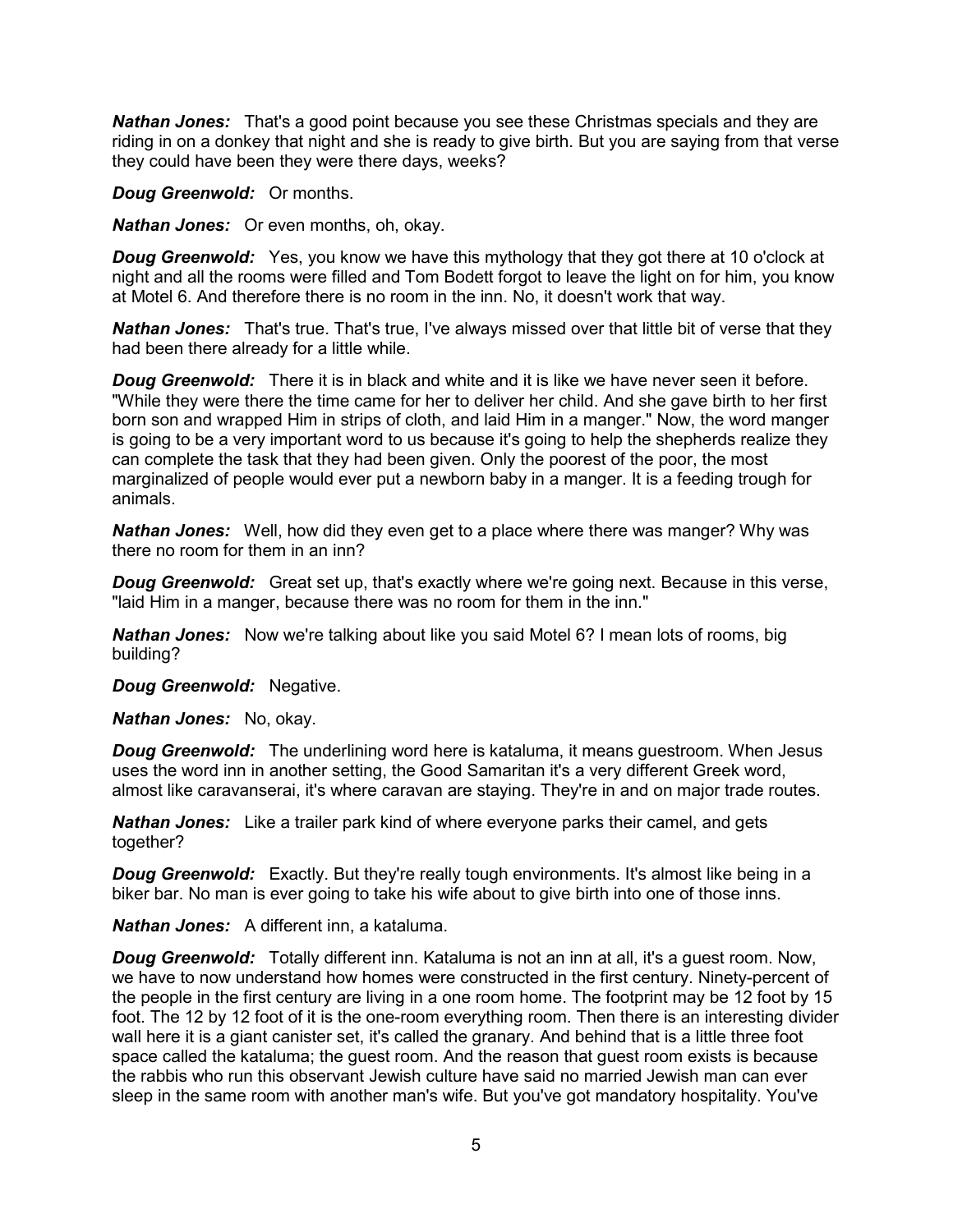***Nathan Jones:*** That's a good point because you see these Christmas specials and they are riding in on a donkey that night and she is ready to give birth. But you are saying from that verse they could have been they were there days, weeks?

***Doug Greenwold:*** Or months.

***Nathan Jones:*** Or even months, oh, okay.

***Doug Greenwold:*** Yes, you know we have this mythology that they got there at 10 o'clock at night and all the rooms were filled and Tom Bodett forgot to leave the light on for him, you know at Motel 6. And therefore there is no room in the inn. No, it doesn't work that way.

***Nathan Jones:*** That's true. That's true, I've always missed over that little bit of verse that they had been there already for a little while.

***Doug Greenwold:*** There it is in black and white and it is like we have never seen it before. "While they were there the time came for her to deliver her child. And she gave birth to her first born son and wrapped Him in strips of cloth, and laid Him in a manger." Now, the word manger is going to be a very important word to us because it's going to help the shepherds realize they can complete the task that they had been given. Only the poorest of the poor, the most marginalized of people would ever put a newborn baby in a manger. It is a feeding trough for animals.

***Nathan Jones:*** Well, how did they even get to a place where there was manger? Why was there no room for them in an inn?

***Doug Greenwold:*** Great set up, that's exactly where we're going next. Because in this verse, "laid Him in a manger, because there was no room for them in the inn."

***Nathan Jones:*** Now we're talking about like you said Motel 6? I mean lots of rooms, big building?

***Doug Greenwold:*** Negative.

***Nathan Jones:*** No, okay.

***Doug Greenwold:*** The underlining word here is kataluma, it means guestroom. When Jesus uses the word inn in another setting, the Good Samaritan it's a very different Greek word, almost like caravanserai, it's where caravan are staying. They're in and on major trade routes.

***Nathan Jones:*** Like a trailer park kind of where everyone parks their camel, and gets together?

***Doug Greenwold:*** Exactly. But they're really tough environments. It's almost like being in a biker bar. No man is ever going to take his wife about to give birth into one of those inns.

***Nathan Jones:*** A different inn, a kataluma.

***Doug Greenwold:*** Totally different inn. Kataluma is not an inn at all, it's a guest room. Now, we have to now understand how homes were constructed in the first century. Ninety-percent of the people in the first century are living in a one room home. The footprint may be 12 foot by 15 foot. The 12 by 12 foot of it is the one-room everything room. Then there is an interesting divider wall here it is a giant canister set, it's called the granary. And behind that is a little three foot space called the kataluma; the guest room. And the reason that guest room exists is because the rabbis who run this observant Jewish culture have said no married Jewish man can ever sleep in the same room with another man's wife. But you've got mandatory hospitality. You've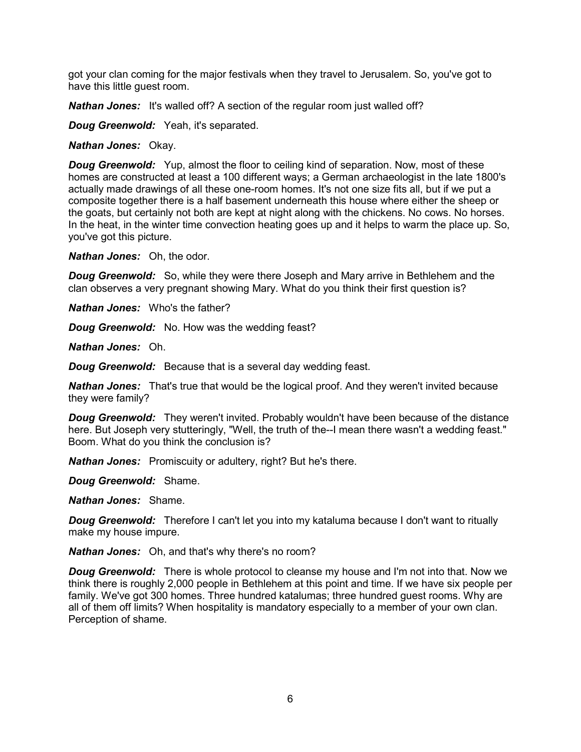got your clan coming for the major festivals when they travel to Jerusalem. So, you've got to have this little guest room.

***Nathan Jones:*** It's walled off? A section of the regular room just walled off?

***Doug Greenwold:*** Yeah, it's separated.

***Nathan Jones:*** Okay.

***Doug Greenwold:*** Yup, almost the floor to ceiling kind of separation. Now, most of these homes are constructed at least a 100 different ways; a German archaeologist in the late 1800's actually made drawings of all these one-room homes. It's not one size fits all, but if we put a composite together there is a half basement underneath this house where either the sheep or the goats, but certainly not both are kept at night along with the chickens. No cows. No horses. In the heat, in the winter time convection heating goes up and it helps to warm the place up. So, you've got this picture.

***Nathan Jones:*** Oh, the odor.

***Doug Greenwold:*** So, while they were there Joseph and Mary arrive in Bethlehem and the clan observes a very pregnant showing Mary. What do you think their first question is?

***Nathan Jones:*** Who's the father?

***Doug Greenwold:*** No. How was the wedding feast?

***Nathan Jones:*** Oh.

***Doug Greenwold:*** Because that is a several day wedding feast.

***Nathan Jones:*** That's true that would be the logical proof. And they weren't invited because they were family?

***Doug Greenwold:*** They weren't invited. Probably wouldn't have been because of the distance here. But Joseph very stutteringly, "Well, the truth of the--I mean there wasn't a wedding feast." Boom. What do you think the conclusion is?

***Nathan Jones:*** Promiscuity or adultery, right? But he's there.

***Doug Greenwold:*** Shame.

***Nathan Jones:*** Shame.

***Doug Greenwold:*** Therefore I can't let you into my kataluma because I don't want to ritually make my house impure.

***Nathan Jones:*** Oh, and that's why there's no room?

***Doug Greenwold:*** There is whole protocol to cleanse my house and I'm not into that. Now we think there is roughly 2,000 people in Bethlehem at this point and time. If we have six people per family. We've got 300 homes. Three hundred katalumas; three hundred guest rooms. Why are all of them off limits? When hospitality is mandatory especially to a member of your own clan. Perception of shame.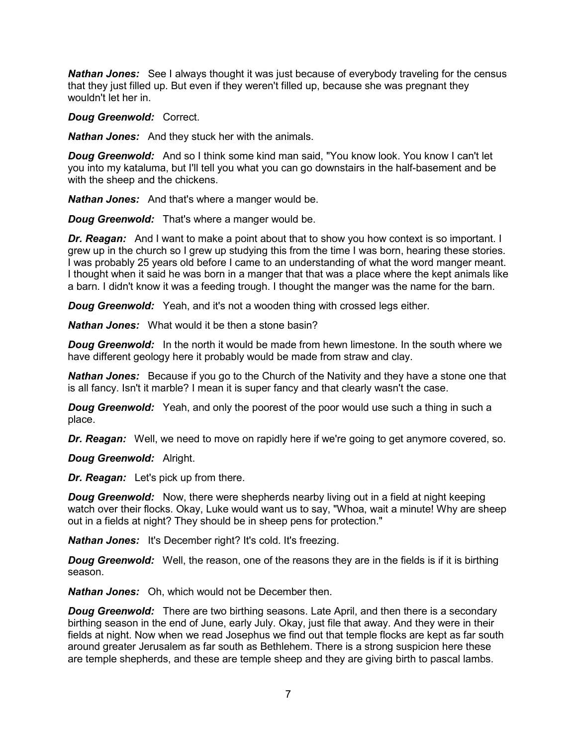***Nathan Jones:*** See I always thought it was just because of everybody traveling for the census that they just filled up. But even if they weren't filled up, because she was pregnant they wouldn't let her in.

***Doug Greenwold:*** Correct.

***Nathan Jones:*** And they stuck her with the animals.

***Doug Greenwold:*** And so I think some kind man said, "You know look. You know I can't let you into my kataluma, but I'll tell you what you can go downstairs in the half-basement and be with the sheep and the chickens.

***Nathan Jones:*** And that's where a manger would be.

***Doug Greenwold:*** That's where a manger would be.

***Dr. Reagan:*** And I want to make a point about that to show you how context is so important. I grew up in the church so I grew up studying this from the time I was born, hearing these stories. I was probably 25 years old before I came to an understanding of what the word manger meant. I thought when it said he was born in a manger that that was a place where the kept animals like a barn. I didn't know it was a feeding trough. I thought the manger was the name for the barn.

***Doug Greenwold:*** Yeah, and it's not a wooden thing with crossed legs either.

***Nathan Jones:*** What would it be then a stone basin?

***Doug Greenwold:*** In the north it would be made from hewn limestone. In the south where we have different geology here it probably would be made from straw and clay.

***Nathan Jones:*** Because if you go to the Church of the Nativity and they have a stone one that is all fancy. Isn't it marble? I mean it is super fancy and that clearly wasn't the case.

***Doug Greenwold:*** Yeah, and only the poorest of the poor would use such a thing in such a place.

***Dr. Reagan:*** Well, we need to move on rapidly here if we're going to get anymore covered, so.

***Doug Greenwold:*** Alright.

***Dr. Reagan:*** Let's pick up from there.

***Doug Greenwold:*** Now, there were shepherds nearby living out in a field at night keeping watch over their flocks. Okay, Luke would want us to say, "Whoa, wait a minute! Why are sheep out in a fields at night? They should be in sheep pens for protection."

***Nathan Jones:*** It's December right? It's cold. It's freezing.

***Doug Greenwold:*** Well, the reason, one of the reasons they are in the fields is if it is birthing season.

***Nathan Jones:*** Oh, which would not be December then.

***Doug Greenwold:*** There are two birthing seasons. Late April, and then there is a secondary birthing season in the end of June, early July. Okay, just file that away. And they were in their fields at night. Now when we read Josephus we find out that temple flocks are kept as far south around greater Jerusalem as far south as Bethlehem. There is a strong suspicion here these are temple shepherds, and these are temple sheep and they are giving birth to pascal lambs.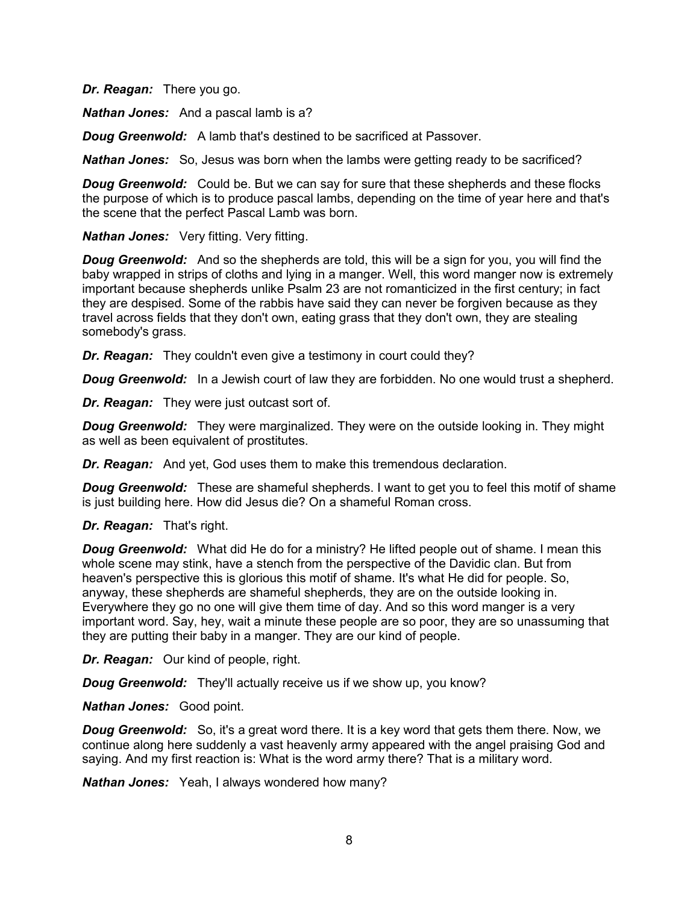***Dr. Reagan:*** There you go.

***Nathan Jones:*** And a pascal lamb is a?

***Doug Greenwold:*** A lamb that's destined to be sacrificed at Passover.

***Nathan Jones:*** So, Jesus was born when the lambs were getting ready to be sacrificed?

***Doug Greenwold:*** Could be. But we can say for sure that these shepherds and these flocks the purpose of which is to produce pascal lambs, depending on the time of year here and that's the scene that the perfect Pascal Lamb was born.

***Nathan Jones:*** Very fitting. Very fitting.

***Doug Greenwold:*** And so the shepherds are told, this will be a sign for you, you will find the baby wrapped in strips of cloths and lying in a manger. Well, this word manger now is extremely important because shepherds unlike Psalm 23 are not romanticized in the first century; in fact they are despised. Some of the rabbis have said they can never be forgiven because as they travel across fields that they don't own, eating grass that they don't own, they are stealing somebody's grass.

***Dr. Reagan:*** They couldn't even give a testimony in court could they?

***Doug Greenwold:*** In a Jewish court of law they are forbidden. No one would trust a shepherd.

***Dr. Reagan:*** They were just outcast sort of.

***Doug Greenwold:*** They were marginalized. They were on the outside looking in. They might as well as been equivalent of prostitutes.

***Dr. Reagan:*** And yet, God uses them to make this tremendous declaration.

***Doug Greenwold:*** These are shameful shepherds. I want to get you to feel this motif of shame is just building here. How did Jesus die? On a shameful Roman cross.

***Dr. Reagan:*** That's right.

***Doug Greenwold:*** What did He do for a ministry? He lifted people out of shame. I mean this whole scene may stink, have a stench from the perspective of the Davidic clan. But from heaven's perspective this is glorious this motif of shame. It's what He did for people. So, anyway, these shepherds are shameful shepherds, they are on the outside looking in. Everywhere they go no one will give them time of day. And so this word manger is a very important word. Say, hey, wait a minute these people are so poor, they are so unassuming that they are putting their baby in a manger. They are our kind of people.

***Dr. Reagan:*** Our kind of people, right.

***Doug Greenwold:*** They'll actually receive us if we show up, you know?

***Nathan Jones:*** Good point.

***Doug Greenwold:*** So, it's a great word there. It is a key word that gets them there. Now, we continue along here suddenly a vast heavenly army appeared with the angel praising God and saying. And my first reaction is: What is the word army there? That is a military word.

***Nathan Jones:*** Yeah, I always wondered how many?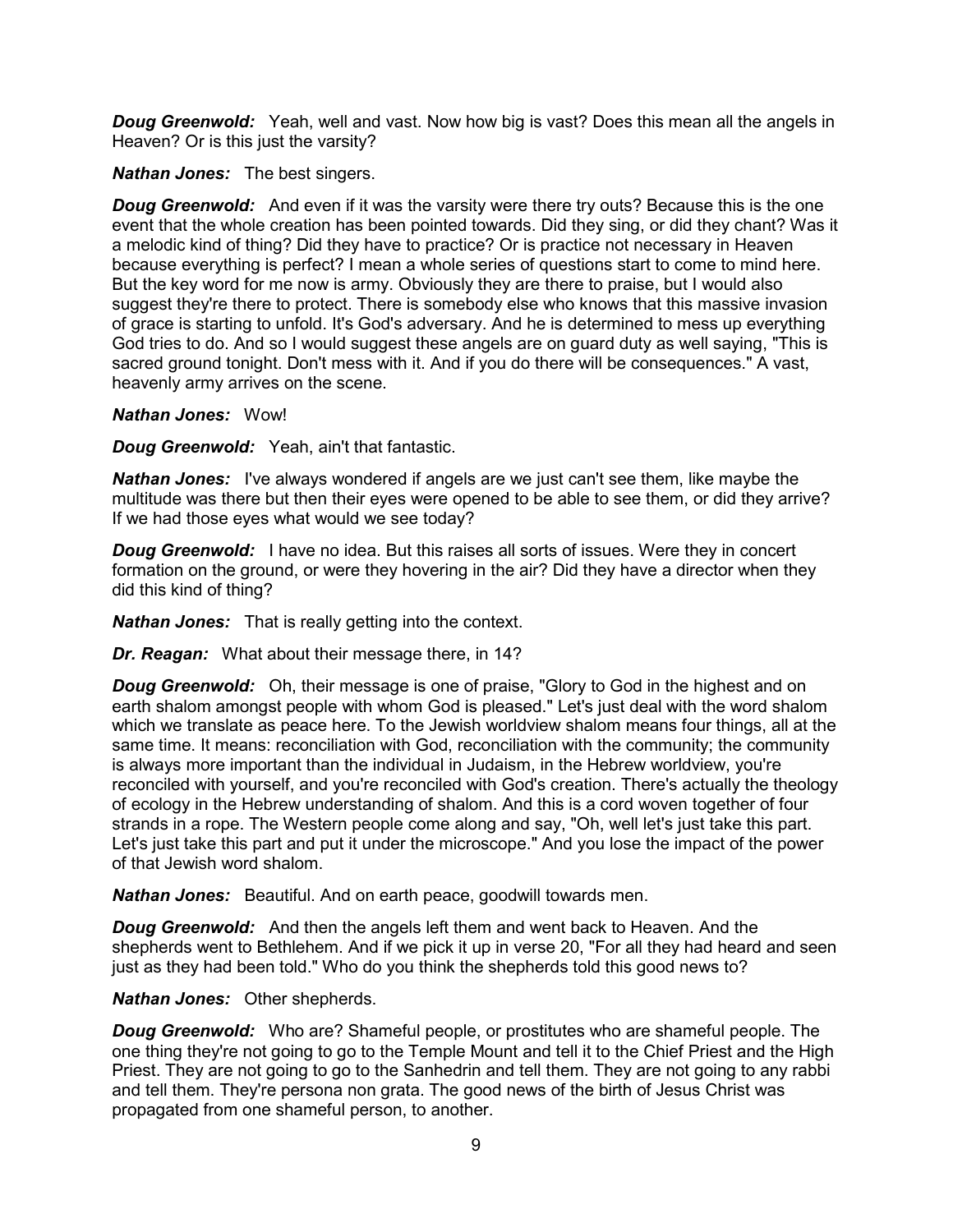***Doug Greenwold:*** Yeah, well and vast. Now how big is vast? Does this mean all the angels in Heaven? Or is this just the varsity?

***Nathan Jones:*** The best singers.

***Doug Greenwold:*** And even if it was the varsity were there try outs? Because this is the one event that the whole creation has been pointed towards. Did they sing, or did they chant? Was it a melodic kind of thing? Did they have to practice? Or is practice not necessary in Heaven because everything is perfect? I mean a whole series of questions start to come to mind here. But the key word for me now is army. Obviously they are there to praise, but I would also suggest they're there to protect. There is somebody else who knows that this massive invasion of grace is starting to unfold. It's God's adversary. And he is determined to mess up everything God tries to do. And so I would suggest these angels are on guard duty as well saying, "This is sacred ground tonight. Don't mess with it. And if you do there will be consequences." A vast, heavenly army arrives on the scene.

***Nathan Jones:*** Wow!

***Doug Greenwold:*** Yeah, ain't that fantastic.

***Nathan Jones:*** I've always wondered if angels are we just can't see them, like maybe the multitude was there but then their eyes were opened to be able to see them, or did they arrive? If we had those eyes what would we see today?

***Doug Greenwold:*** I have no idea. But this raises all sorts of issues. Were they in concert formation on the ground, or were they hovering in the air? Did they have a director when they did this kind of thing?

***Nathan Jones:*** That is really getting into the context.

***Dr. Reagan:*** What about their message there, in 14?

***Doug Greenwold:*** Oh, their message is one of praise, "Glory to God in the highest and on earth shalom amongst people with whom God is pleased." Let's just deal with the word shalom which we translate as peace here. To the Jewish worldview shalom means four things, all at the same time. It means: reconciliation with God, reconciliation with the community; the community is always more important than the individual in Judaism, in the Hebrew worldview, you're reconciled with yourself, and you're reconciled with God's creation. There's actually the theology of ecology in the Hebrew understanding of shalom. And this is a cord woven together of four strands in a rope. The Western people come along and say, "Oh, well let's just take this part. Let's just take this part and put it under the microscope." And you lose the impact of the power of that Jewish word shalom.

***Nathan Jones:*** Beautiful. And on earth peace, goodwill towards men.

***Doug Greenwold:*** And then the angels left them and went back to Heaven. And the shepherds went to Bethlehem. And if we pick it up in verse 20, "For all they had heard and seen just as they had been told." Who do you think the shepherds told this good news to?

***Nathan Jones:*** Other shepherds.

***Doug Greenwold:*** Who are? Shameful people, or prostitutes who are shameful people. The one thing they're not going to go to the Temple Mount and tell it to the Chief Priest and the High Priest. They are not going to go to the Sanhedrin and tell them. They are not going to any rabbi and tell them. They're persona non grata. The good news of the birth of Jesus Christ was propagated from one shameful person, to another.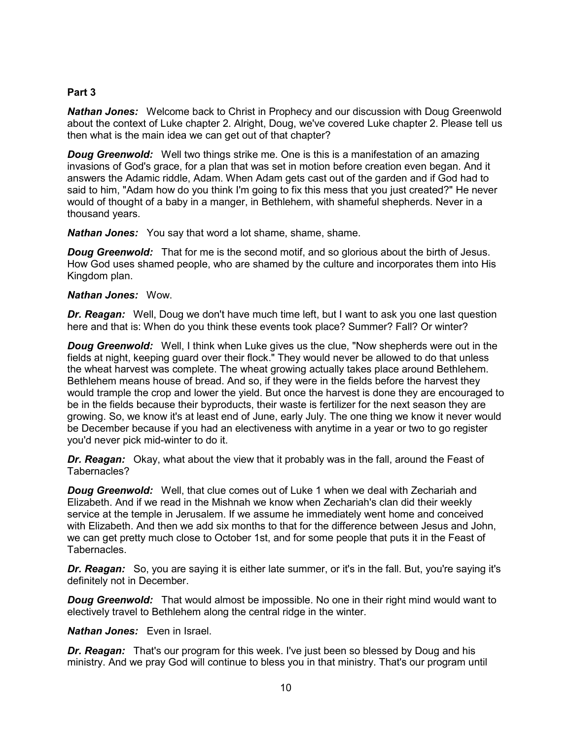**Part 3**

***Nathan Jones:*** Welcome back to Christ in Prophecy and our discussion with Doug Greenwold about the context of Luke chapter 2. Alright, Doug, we've covered Luke chapter 2. Please tell us then what is the main idea we can get out of that chapter?

***Doug Greenwold:*** Well two things strike me. One is this is a manifestation of an amazing invasions of God's grace, for a plan that was set in motion before creation even began. And it answers the Adamic riddle, Adam. When Adam gets cast out of the garden and if God had to said to him, "Adam how do you think I'm going to fix this mess that you just created?" He never would of thought of a baby in a manger, in Bethlehem, with shameful shepherds. Never in a thousand years.

***Nathan Jones:*** You say that word a lot shame, shame, shame.

***Doug Greenwold:*** That for me is the second motif, and so glorious about the birth of Jesus. How God uses shamed people, who are shamed by the culture and incorporates them into His Kingdom plan.

***Nathan Jones:*** Wow.

***Dr. Reagan:*** Well, Doug we don't have much time left, but I want to ask you one last question here and that is: When do you think these events took place? Summer? Fall? Or winter?

***Doug Greenwold:*** Well, I think when Luke gives us the clue, "Now shepherds were out in the fields at night, keeping guard over their flock." They would never be allowed to do that unless the wheat harvest was complete. The wheat growing actually takes place around Bethlehem. Bethlehem means house of bread. And so, if they were in the fields before the harvest they would trample the crop and lower the yield. But once the harvest is done they are encouraged to be in the fields because their byproducts, their waste is fertilizer for the next season they are growing. So, we know it's at least end of June, early July. The one thing we know it never would be December because if you had an electiveness with anytime in a year or two to go register you'd never pick mid-winter to do it.

***Dr. Reagan:*** Okay, what about the view that it probably was in the fall, around the Feast of Tabernacles?

***Doug Greenwold:*** Well, that clue comes out of Luke 1 when we deal with Zechariah and Elizabeth. And if we read in the Mishnah we know when Zechariah's clan did their weekly service at the temple in Jerusalem. If we assume he immediately went home and conceived with Elizabeth. And then we add six months to that for the difference between Jesus and John, we can get pretty much close to October 1st, and for some people that puts it in the Feast of Tabernacles.

***Dr. Reagan:*** So, you are saying it is either late summer, or it's in the fall. But, you're saying it's definitely not in December.

***Doug Greenwold:*** That would almost be impossible. No one in their right mind would want to electively travel to Bethlehem along the central ridge in the winter.

***Nathan Jones:*** Even in Israel.

***Dr. Reagan:*** That's our program for this week. I've just been so blessed by Doug and his ministry. And we pray God will continue to bless you in that ministry. That's our program until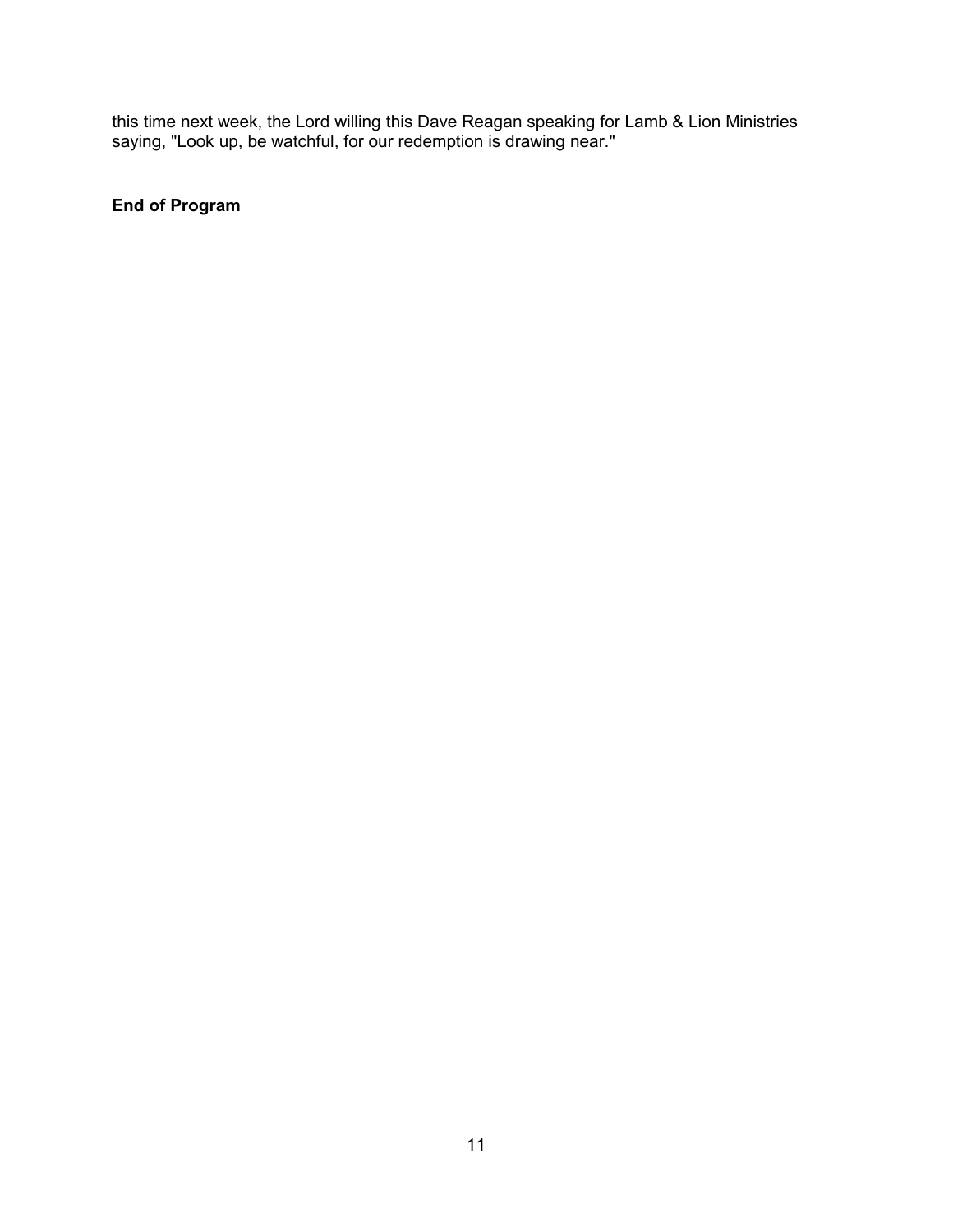this time next week, the Lord willing this Dave Reagan speaking for Lamb & Lion Ministries saying, "Look up, be watchful, for our redemption is drawing near."

**End of Program**